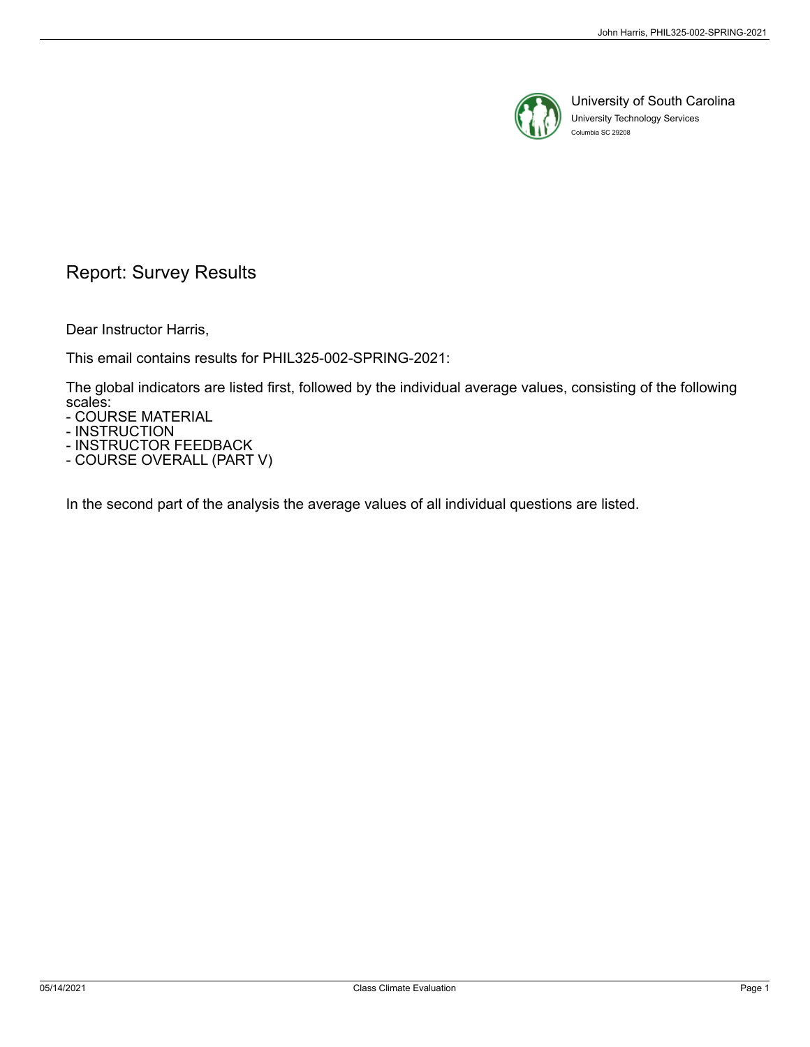University of South Carolina
University Technology Services
Columbia SC 29208

# Report: Survey Results

Dear Instructor Harris,

This email contains results for PHIL325-002-SPRING-2021:

The global indicators are listed first, followed by the individual average values, consisting of the following scales:
- COURSE MATERIAL
- INSTRUCTION
- INSTRUCTOR FEEDBACK
- COURSE OVERALL (PART V)

In the second part of the analysis the average values of all individual questions are listed.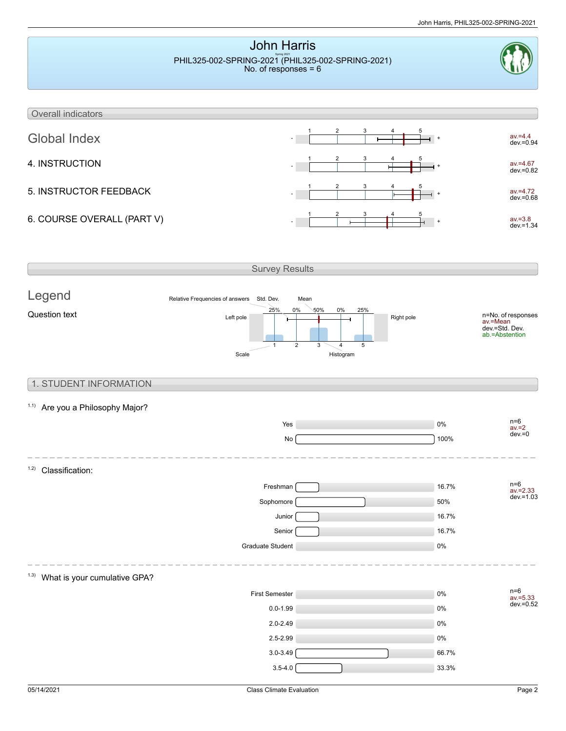# John Harris

Spring 2021

PHIL325-002-SPRING-2021 (PHIL325-002-SPRING-2021)

No. of responses = 6

## Overall indicators

| Indicator | Statistics |
| --- | --- |
| Global Index | av.=4.4, dev.=0.94 |
| 4. INSTRUCTION | av.=4.67, dev.=0.82 |
| 5. INSTRUCTOR FEEDBACK | av.=4.72, dev.=0.68 |
| 6. COURSE OVERALL (PART V) | av.=3.8, dev.=1.34 |

## Survey Results

### Legend

Question text

Relative Frequencies of answers; Std. Dev.; Mean; Left pole; Right pole; Scale; Histogram

n=No. of responses
av.=Mean
dev.=Std. Dev.
ab.=Abstention

## 1. STUDENT INFORMATION

### 1.1) Are you a Philosophy Major?

| Answer | Percentage |
| --- | --- |
| Yes | 0% |
| No | 100% |

n=6, av.=2, dev.=0

### 1.2) Classification:

| Answer | Percentage |
| --- | --- |
| Freshman | 16.7% |
| Sophomore | 50% |
| Junior | 16.7% |
| Senior | 16.7% |
| Graduate Student | 0% |

n=6, av.=2.33, dev.=1.03

### 1.3) What is your cumulative GPA?

| Answer | Percentage |
| --- | --- |
| First Semester | 0% |
| 0.0-1.99 | 0% |
| 2.0-2.49 | 0% |
| 2.5-2.99 | 0% |
| 3.0-3.49 | 66.7% |
| 3.5-4.0 | 33.3% |

n=6, av.=5.33, dev.=0.52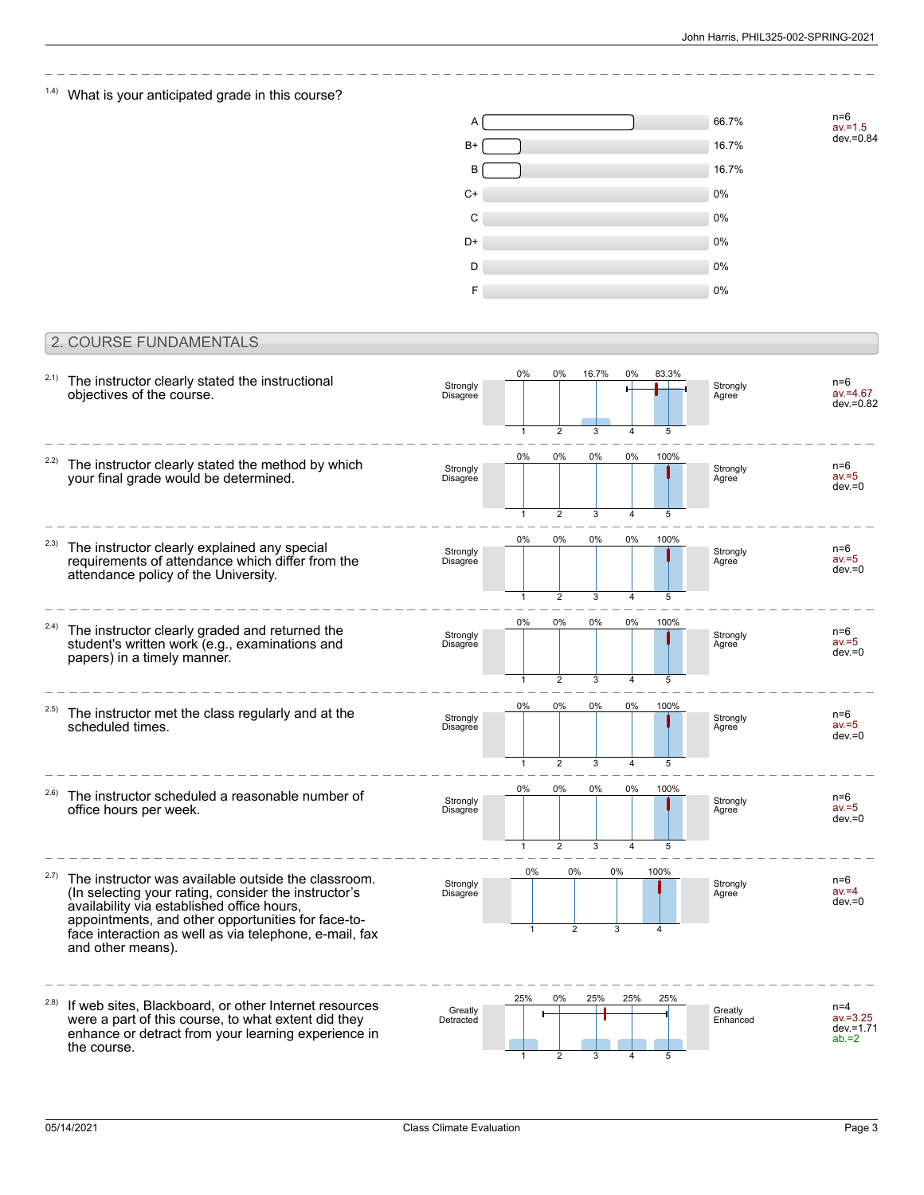1.4) What is your anticipated grade in this course?

| Grade | Percentage |
|---|---|
| A | 66.7% |
| B+ | 16.7% |
| B | 16.7% |
| C+ | 0% |
| C | 0% |
| D+ | 0% |
| D | 0% |
| F | 0% |

n=6
av.=1.5
dev.=0.84

## 2. COURSE FUNDAMENTALS

| Question | Left pole | 1 | 2 | 3 | 4 | 5 | Right pole | Statistics |
|---|---|---|---|---|---|---|---|---|
| 2.1) The instructor clearly stated the instructional objectives of the course. | Strongly Disagree | 0% | 0% | 16.7% | 0% | 83.3% | Strongly Agree | n=6, av.=4.67, dev.=0.82 |
| 2.2) The instructor clearly stated the method by which your final grade would be determined. | Strongly Disagree | 0% | 0% | 0% | 0% | 100% | Strongly Agree | n=6, av.=5, dev.=0 |
| 2.3) The instructor clearly explained any special requirements of attendance which differ from the attendance policy of the University. | Strongly Disagree | 0% | 0% | 0% | 0% | 100% | Strongly Agree | n=6, av.=5, dev.=0 |
| 2.4) The instructor clearly graded and returned the student's written work (e.g., examinations and papers) in a timely manner. | Strongly Disagree | 0% | 0% | 0% | 0% | 100% | Strongly Agree | n=6, av.=5, dev.=0 |
| 2.5) The instructor met the class regularly and at the scheduled times. | Strongly Disagree | 0% | 0% | 0% | 0% | 100% | Strongly Agree | n=6, av.=5, dev.=0 |
| 2.6) The instructor scheduled a reasonable number of office hours per week. | Strongly Disagree | 0% | 0% | 0% | 0% | 100% | Strongly Agree | n=6, av.=5, dev.=0 |
| 2.8) If web sites, Blackboard, or other Internet resources were a part of this course, to what extent did they enhance or detract from your learning experience in the course. | Greatly Detracted | 25% | 0% | 25% | 25% | 25% | Greatly Enhanced | n=4, av.=3.25, dev.=1.71, ab.=2 |

2.7) The instructor was available outside the classroom. (In selecting your rating, consider the instructor's availability via established office hours, appointments, and other opportunities for face-to-face interaction as well as via telephone, e-mail, fax and other means).

| Left pole | 1 | 2 | 3 | 4 | Right pole | Statistics |
|---|---|---|---|---|---|---|
| Strongly Disagree | 0% | 0% | 0% | 100% | Strongly Agree | n=6, av.=4, dev.=0 |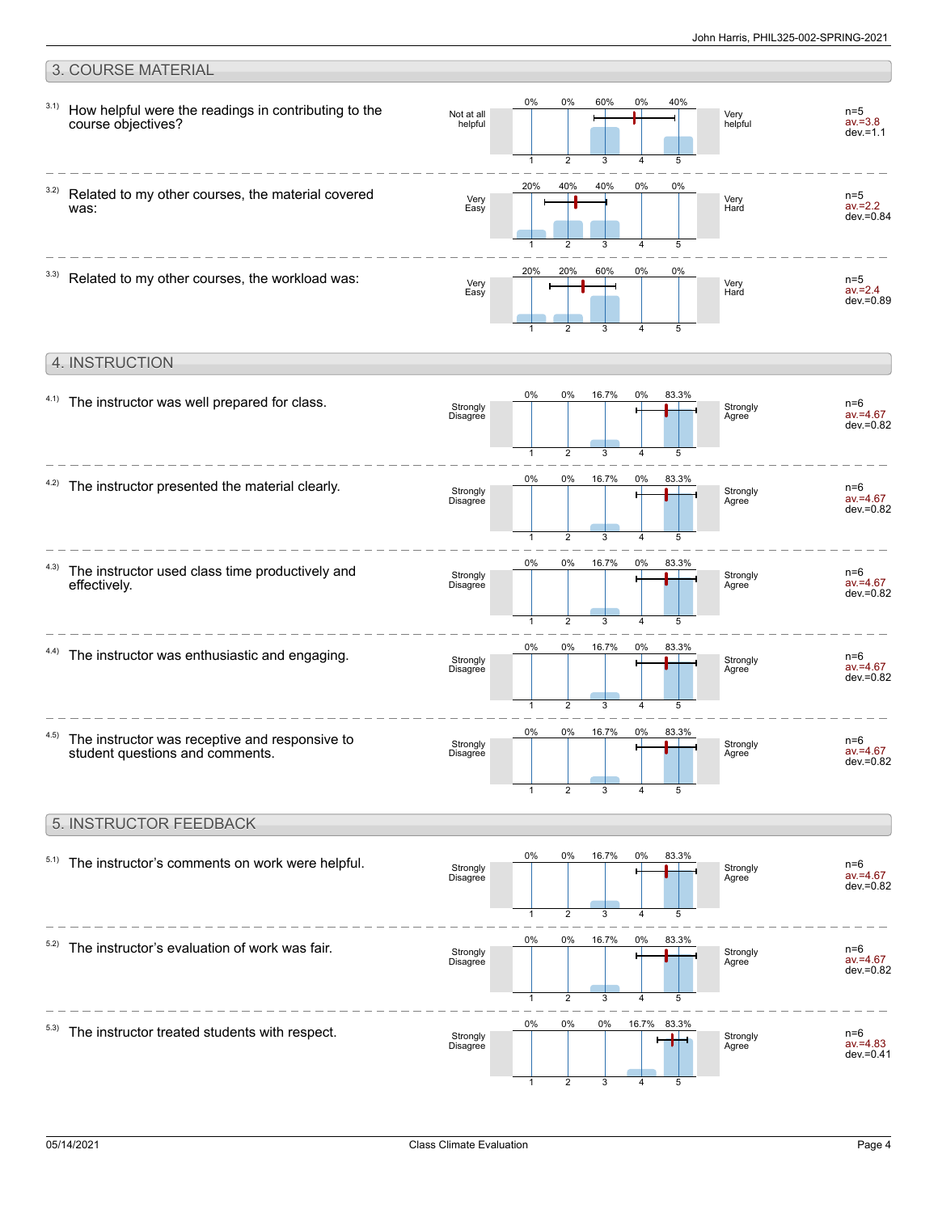## 3. COURSE MATERIAL

| Question | Left anchor | 1 | 2 | 3 | 4 | 5 | Right anchor | n | av. | dev. |
|---|---|---|---|---|---|---|---|---|---|---|
| 3.1) How helpful were the readings in contributing to the course objectives? | Not at all helpful | 0% | 0% | 60% | 0% | 40% | Very helpful | 5 | 3.8 | 1.1 |
| 3.2) Related to my other courses, the material covered was: | Very Easy | 20% | 40% | 40% | 0% | 0% | Very Hard | 5 | 2.2 | 0.84 |
| 3.3) Related to my other courses, the workload was: | Very Easy | 20% | 20% | 60% | 0% | 0% | Very Hard | 5 | 2.4 | 0.89 |

## 4. INSTRUCTION

| Question | Left anchor | 1 | 2 | 3 | 4 | 5 | Right anchor | n | av. | dev. |
|---|---|---|---|---|---|---|---|---|---|---|
| 4.1) The instructor was well prepared for class. | Strongly Disagree | 0% | 0% | 16.7% | 0% | 83.3% | Strongly Agree | 6 | 4.67 | 0.82 |
| 4.2) The instructor presented the material clearly. | Strongly Disagree | 0% | 0% | 16.7% | 0% | 83.3% | Strongly Agree | 6 | 4.67 | 0.82 |
| 4.3) The instructor used class time productively and effectively. | Strongly Disagree | 0% | 0% | 16.7% | 0% | 83.3% | Strongly Agree | 6 | 4.67 | 0.82 |
| 4.4) The instructor was enthusiastic and engaging. | Strongly Disagree | 0% | 0% | 16.7% | 0% | 83.3% | Strongly Agree | 6 | 4.67 | 0.82 |
| 4.5) The instructor was receptive and responsive to student questions and comments. | Strongly Disagree | 0% | 0% | 16.7% | 0% | 83.3% | Strongly Agree | 6 | 4.67 | 0.82 |

## 5. INSTRUCTOR FEEDBACK

| Question | Left anchor | 1 | 2 | 3 | 4 | 5 | Right anchor | n | av. | dev. |
|---|---|---|---|---|---|---|---|---|---|---|
| 5.1) The instructor's comments on work were helpful. | Strongly Disagree | 0% | 0% | 16.7% | 0% | 83.3% | Strongly Agree | 6 | 4.67 | 0.82 |
| 5.2) The instructor's evaluation of work was fair. | Strongly Disagree | 0% | 0% | 16.7% | 0% | 83.3% | Strongly Agree | 6 | 4.67 | 0.82 |
| 5.3) The instructor treated students with respect. | Strongly Disagree | 0% | 0% | 0% | 16.7% | 83.3% | Strongly Agree | 6 | 4.83 | 0.41 |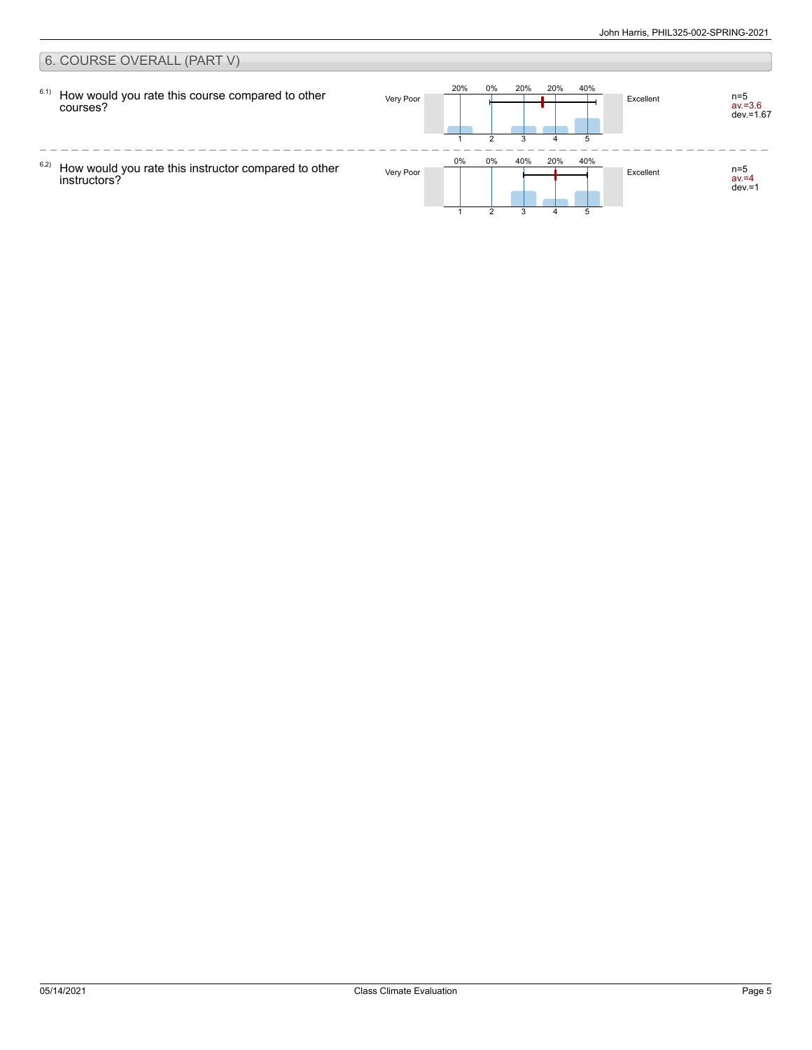## 6. COURSE OVERALL (PART V)

6.1) How would you rate this course compared to other courses?

| Very Poor | 1 | 2 | 3 | 4 | 5 | Excellent | |
|---|---|---|---|---|---|---|---|
| | 20% | 0% | 20% | 20% | 40% | | n=5 av.=3.6 dev.=1.67 |

6.2) How would you rate this instructor compared to other instructors?

| Very Poor | 1 | 2 | 3 | 4 | 5 | Excellent | |
|---|---|---|---|---|---|---|---|
| | 0% | 0% | 40% | 20% | 40% | | n=5 av.=4 dev.=1 |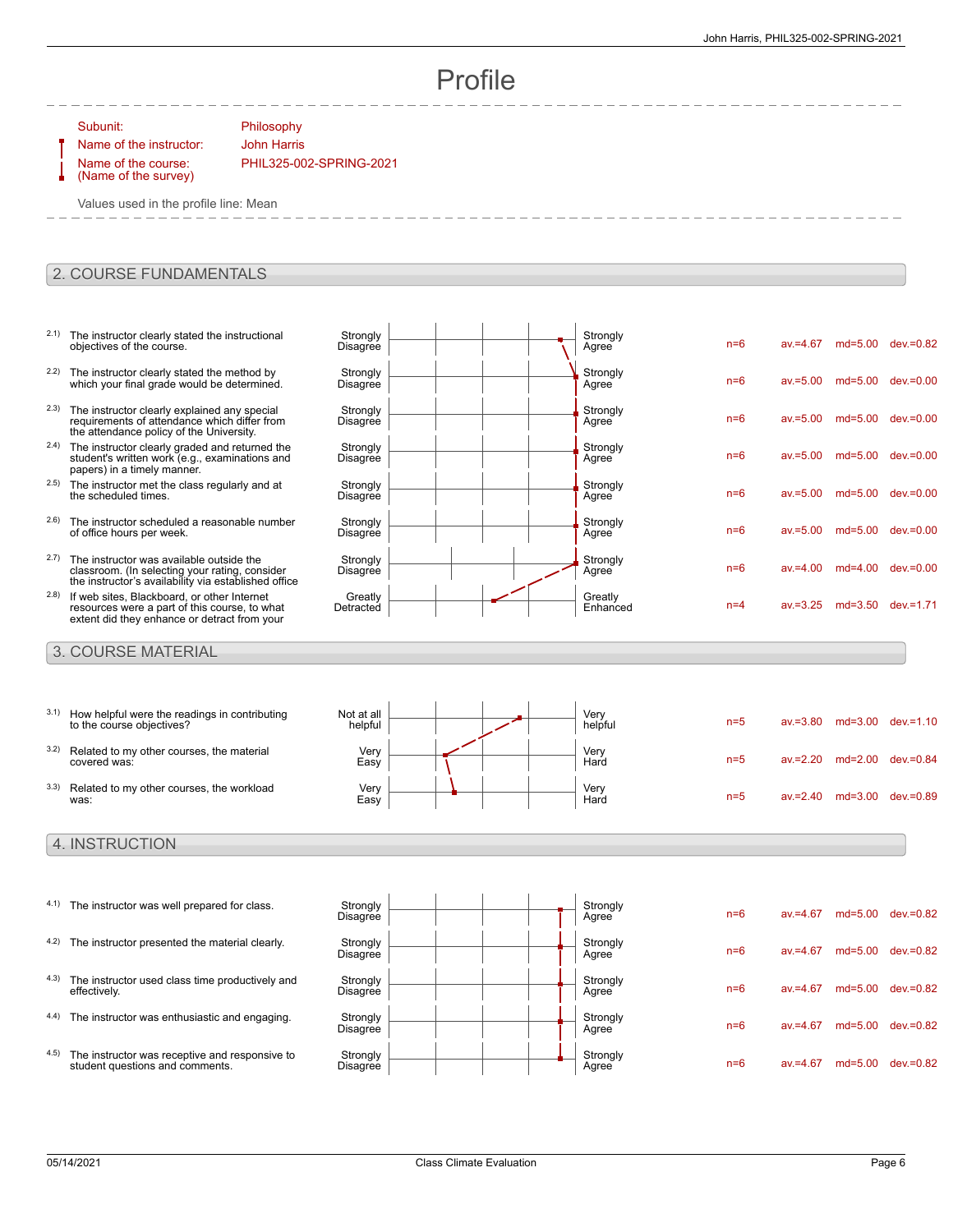# Profile

| | |
|---|---|
| Subunit: | Philosophy |
| Name of the instructor: | John Harris |
| Name of the course: (Name of the survey) | PHIL325-002-SPRING-2021 |

Values used in the profile line: Mean

## 2. COURSE FUNDAMENTALS

| | Item | Left pole | Right pole | n | av. | md | dev. |
|---|---|---|---|---|---|---|---|
| 2.1) | The instructor clearly stated the instructional objectives of the course. | Strongly Disagree | Strongly Agree | n=6 | av.=4.67 | md=5.00 | dev.=0.82 |
| 2.2) | The instructor clearly stated the method by which your final grade would be determined. | Strongly Disagree | Strongly Agree | n=6 | av.=5.00 | md=5.00 | dev.=0.00 |
| 2.3) | The instructor clearly explained any special requirements of attendance which differ from the attendance policy of the University. | Strongly Disagree | Strongly Agree | n=6 | av.=5.00 | md=5.00 | dev.=0.00 |
| 2.4) | The instructor clearly graded and returned the student's written work (e.g., examinations and papers) in a timely manner. | Strongly Disagree | Strongly Agree | n=6 | av.=5.00 | md=5.00 | dev.=0.00 |
| 2.5) | The instructor met the class regularly and at the scheduled times. | Strongly Disagree | Strongly Agree | n=6 | av.=5.00 | md=5.00 | dev.=0.00 |
| 2.6) | The instructor scheduled a reasonable number of office hours per week. | Strongly Disagree | Strongly Agree | n=6 | av.=5.00 | md=5.00 | dev.=0.00 |
| 2.7) | The instructor was available outside the classroom. (In selecting your rating, consider the instructor's availability via established office | Strongly Disagree | Strongly Agree | n=6 | av.=4.00 | md=4.00 | dev.=0.00 |
| 2.8) | If web sites, Blackboard, or other Internet resources were a part of this course, to what extent did they enhance or detract from your | Greatly Detracted | Greatly Enhanced | n=4 | av.=3.25 | md=3.50 | dev.=1.71 |

## 3. COURSE MATERIAL

| | Item | Left pole | Right pole | n | av. | md | dev. |
|---|---|---|---|---|---|---|---|
| 3.1) | How helpful were the readings in contributing to the course objectives? | Not at all helpful | Very helpful | n=5 | av.=3.80 | md=3.00 | dev.=1.10 |
| 3.2) | Related to my other courses, the material covered was: | Very Easy | Very Hard | n=5 | av.=2.20 | md=2.00 | dev.=0.84 |
| 3.3) | Related to my other courses, the workload was: | Very Easy | Very Hard | n=5 | av.=2.40 | md=3.00 | dev.=0.89 |

## 4. INSTRUCTION

| | Item | Left pole | Right pole | n | av. | md | dev. |
|---|---|---|---|---|---|---|---|
| 4.1) | The instructor was well prepared for class. | Strongly Disagree | Strongly Agree | n=6 | av.=4.67 | md=5.00 | dev.=0.82 |
| 4.2) | The instructor presented the material clearly. | Strongly Disagree | Strongly Agree | n=6 | av.=4.67 | md=5.00 | dev.=0.82 |
| 4.3) | The instructor used class time productively and effectively. | Strongly Disagree | Strongly Agree | n=6 | av.=4.67 | md=5.00 | dev.=0.82 |
| 4.4) | The instructor was enthusiastic and engaging. | Strongly Disagree | Strongly Agree | n=6 | av.=4.67 | md=5.00 | dev.=0.82 |
| 4.5) | The instructor was receptive and responsive to student questions and comments. | Strongly Disagree | Strongly Agree | n=6 | av.=4.67 | md=5.00 | dev.=0.82 |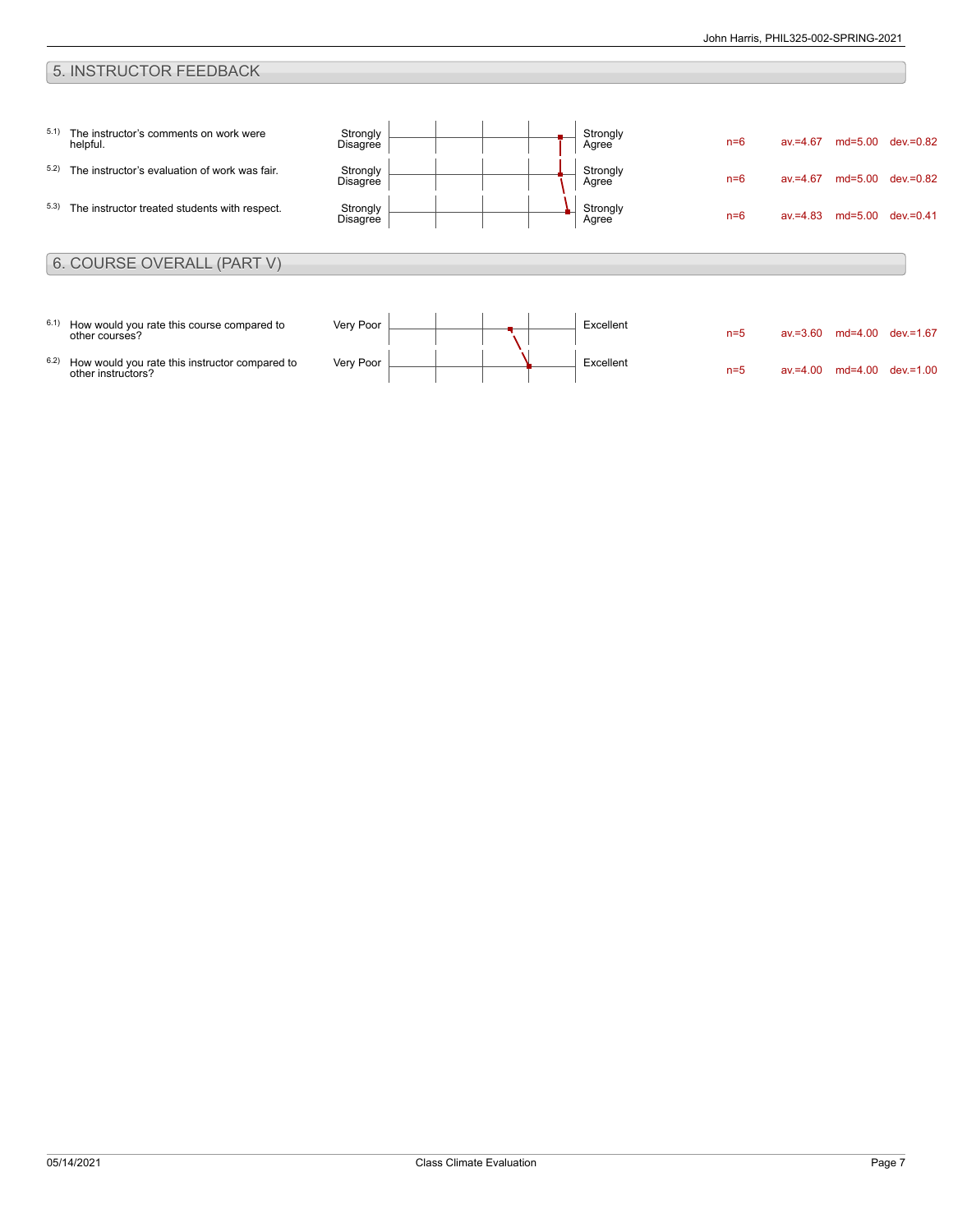## 5. INSTRUCTOR FEEDBACK

| | Question | Left pole | Right pole | n | av. | md | dev. |
|---|---|---|---|---|---|---|---|
| 5.1) | The instructor’s comments on work were helpful. | Strongly Disagree | Strongly Agree | n=6 | av.=4.67 | md=5.00 | dev.=0.82 |
| 5.2) | The instructor’s evaluation of work was fair. | Strongly Disagree | Strongly Agree | n=6 | av.=4.67 | md=5.00 | dev.=0.82 |
| 5.3) | The instructor treated students with respect. | Strongly Disagree | Strongly Agree | n=6 | av.=4.83 | md=5.00 | dev.=0.41 |

## 6. COURSE OVERALL (PART V)

| | Question | Left pole | Right pole | n | av. | md | dev. |
|---|---|---|---|---|---|---|---|
| 6.1) | How would you rate this course compared to other courses? | Very Poor | Excellent | n=5 | av.=3.60 | md=4.00 | dev.=1.67 |
| 6.2) | How would you rate this instructor compared to other instructors? | Very Poor | Excellent | n=5 | av.=4.00 | md=4.00 | dev.=1.00 |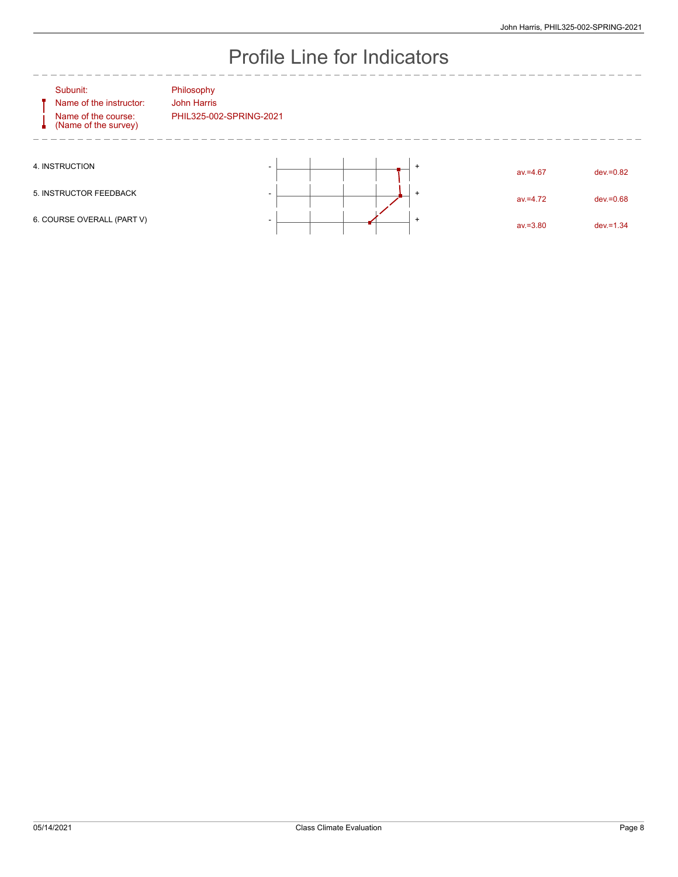# Profile Line for Indicators

| | |
|---|---|
| Subunit: | Philosophy |
| Name of the instructor: | John Harris |
| Name of the course: (Name of the survey) | PHIL325-002-SPRING-2021 |

| Indicator | | | av. | dev. |
|---|---|---|---|---|
| 4. INSTRUCTION | - | + | av.=4.67 | dev.=0.82 |
| 5. INSTRUCTOR FEEDBACK | - | + | av.=4.72 | dev.=0.68 |
| 6. COURSE OVERALL (PART V) | - | + | av.=3.80 | dev.=1.34 |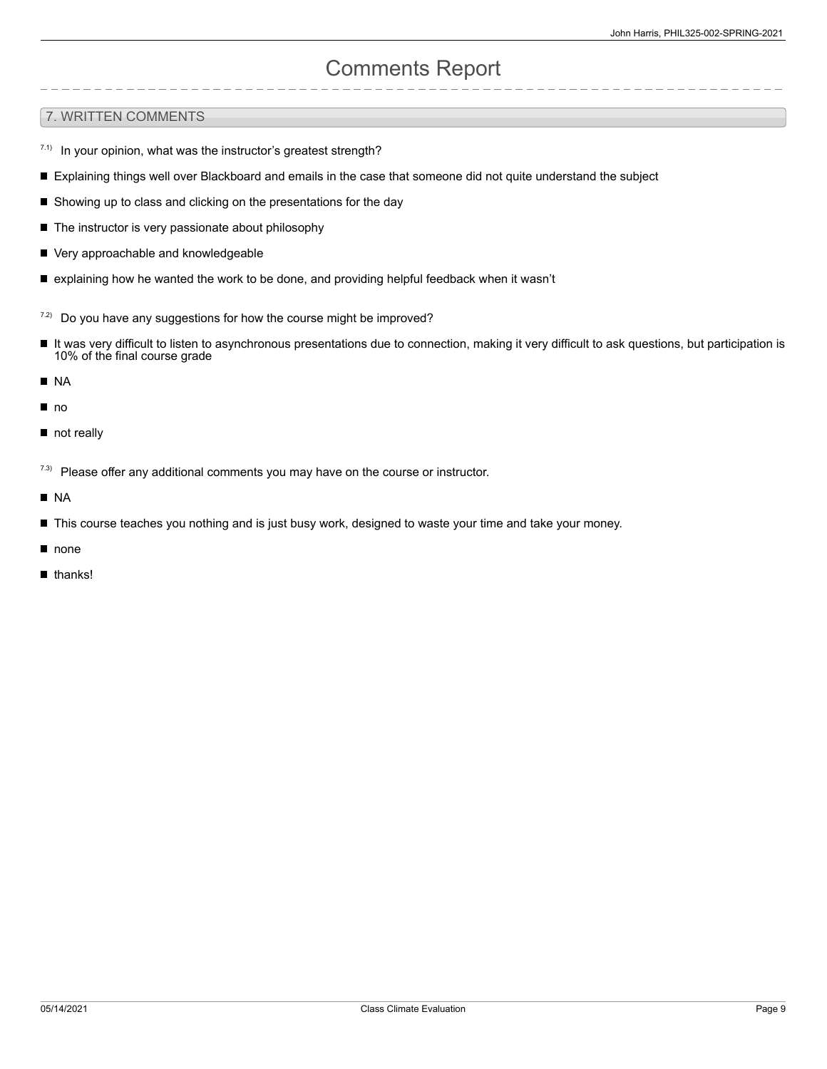# Comments Report

## 7. WRITTEN COMMENTS

7.1) In your opinion, what was the instructor's greatest strength?

- Explaining things well over Blackboard and emails in the case that someone did not quite understand the subject
- Showing up to class and clicking on the presentations for the day
- The instructor is very passionate about philosophy
- Very approachable and knowledgeable
- explaining how he wanted the work to be done, and providing helpful feedback when it wasn't

7.2) Do you have any suggestions for how the course might be improved?

- It was very difficult to listen to asynchronous presentations due to connection, making it very difficult to ask questions, but participation is 10% of the final course grade
- NA
- no
- not really

7.3) Please offer any additional comments you may have on the course or instructor.

- NA
- This course teaches you nothing and is just busy work, designed to waste your time and take your money.
- none
- thanks!